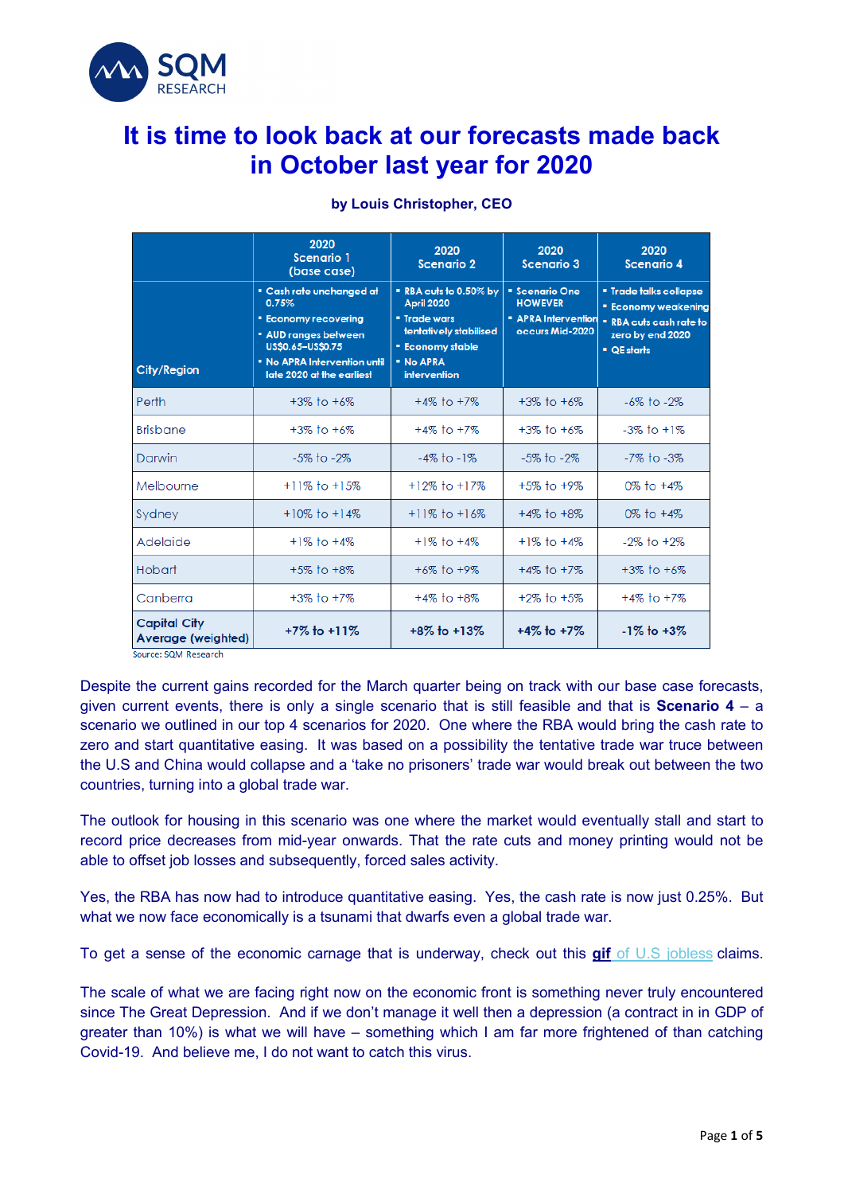# It is time to look back at our forecasts made back in October last year for 2020

**by Louis Christopher, CEO**

| City/Region | 2020 Scenario 1 (base case) | 2020 Scenario 2 | 2020 Scenario 3 | 2020 Scenario 4 |
|---|---|---|---|---|
| | ▪ Cash rate unchanged at 0.75% ▪ Economy recovering ▪ AUD ranges between US$0.65–US$0.75 ▪ No APRA Intervention until late 2020 at the earliest | ▪ RBA cuts to 0.50% by April 2020 ▪ Trade wars tentatively stabilised ▪ Economy stable ▪ No APRA intervention | ▪ Scenario One HOWEVER ▪ APRA Intervention occurs Mid-2020 | ▪ Trade talks collapse ▪ Economy weakening ▪ RBA cuts cash rate to zero by end 2020 ▪ QE starts |
| Perth | +3% to +6% | +4% to +7% | +3% to +6% | -6% to -2% |
| Brisbane | +3% to +6% | +4% to +7% | +3% to +6% | -3% to +1% |
| Darwin | -5% to -2% | -4% to -1% | -5% to -2% | -7% to -3% |
| Melbourne | +11% to +15% | +12% to +17% | +5% to +9% | 0% to +4% |
| Sydney | +10% to +14% | +11% to +16% | +4% to +8% | 0% to +4% |
| Adelaide | +1% to +4% | +1% to +4% | +1% to +4% | -2% to +2% |
| Hobart | +5% to +8% | +6% to +9% | +4% to +7% | +3% to +6% |
| Canberra | +3% to +7% | +4% to +8% | +2% to +5% | +4% to +7% |
| **Capital City Average (weighted)** | **+7% to +11%** | **+8% to +13%** | **+4% to +7%** | **-1% to +3%** |

Source: SQM Research

Despite the current gains recorded for the March quarter being on track with our base case forecasts, given current events, there is only a single scenario that is still feasible and that is **Scenario 4** – a scenario we outlined in our top 4 scenarios for 2020. One where the RBA would bring the cash rate to zero and start quantitative easing. It was based on a possibility the tentative trade war truce between the U.S and China would collapse and a 'take no prisoners' trade war would break out between the two countries, turning into a global trade war.

The outlook for housing in this scenario was one where the market would eventually stall and start to record price decreases from mid-year onwards. That the rate cuts and money printing would not be able to offset job losses and subsequently, forced sales activity.

Yes, the RBA has now had to introduce quantitative easing. Yes, the cash rate is now just 0.25%. But what we now face economically is a tsunami that dwarfs even a global trade war.

To get a sense of the economic carnage that is underway, check out this **gif** of U.S jobless claims.

The scale of what we are facing right now on the economic front is something never truly encountered since The Great Depression. And if we don't manage it well then a depression (a contract in in GDP of greater than 10%) is what we will have – something which I am far more frightened of than catching Covid-19. And believe me, I do not want to catch this virus.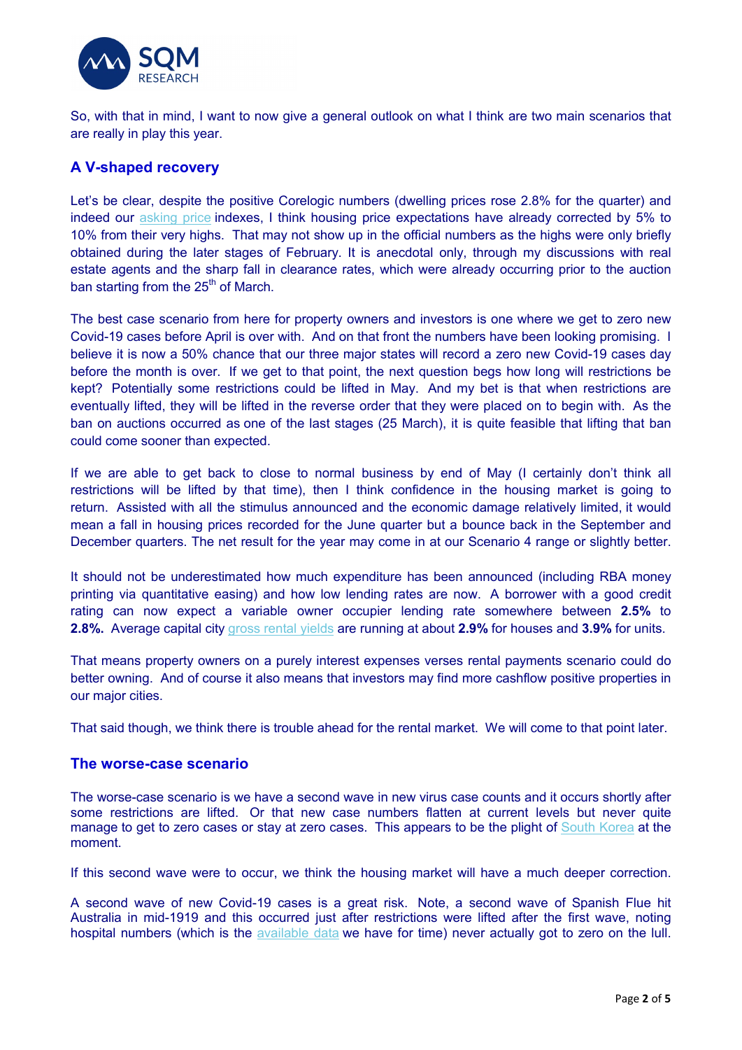So, with that in mind, I want to now give a general outlook on what I think are two main scenarios that are really in play this year.

## A V-shaped recovery

Let's be clear, despite the positive Corelogic numbers (dwelling prices rose 2.8% for the quarter) and indeed our asking price indexes, I think housing price expectations have already corrected by 5% to 10% from their very highs. That may not show up in the official numbers as the highs were only briefly obtained during the later stages of February. It is anecdotal only, through my discussions with real estate agents and the sharp fall in clearance rates, which were already occurring prior to the auction ban starting from the 25th of March.

The best case scenario from here for property owners and investors is one where we get to zero new Covid-19 cases before April is over with. And on that front the numbers have been looking promising. I believe it is now a 50% chance that our three major states will record a zero new Covid-19 cases day before the month is over. If we get to that point, the next question begs how long will restrictions be kept? Potentially some restrictions could be lifted in May. And my bet is that when restrictions are eventually lifted, they will be lifted in the reverse order that they were placed on to begin with. As the ban on auctions occurred as one of the last stages (25 March), it is quite feasible that lifting that ban could come sooner than expected.

If we are able to get back to close to normal business by end of May (I certainly don't think all restrictions will be lifted by that time), then I think confidence in the housing market is going to return. Assisted with all the stimulus announced and the economic damage relatively limited, it would mean a fall in housing prices recorded for the June quarter but a bounce back in the September and December quarters. The net result for the year may come in at our Scenario 4 range or slightly better.

It should not be underestimated how much expenditure has been announced (including RBA money printing via quantitative easing) and how low lending rates are now. A borrower with a good credit rating can now expect a variable owner occupier lending rate somewhere between **2.5%** to **2.8%.** Average capital city gross rental yields are running at about **2.9%** for houses and **3.9%** for units.

That means property owners on a purely interest expenses verses rental payments scenario could do better owning. And of course it also means that investors may find more cashflow positive properties in our major cities.

That said though, we think there is trouble ahead for the rental market. We will come to that point later.

## The worse-case scenario

The worse-case scenario is we have a second wave in new virus case counts and it occurs shortly after some restrictions are lifted. Or that new case numbers flatten at current levels but never quite manage to get to zero cases or stay at zero cases. This appears to be the plight of South Korea at the moment.

If this second wave were to occur, we think the housing market will have a much deeper correction.

A second wave of new Covid-19 cases is a great risk. Note, a second wave of Spanish Flue hit Australia in mid-1919 and this occurred just after restrictions were lifted after the first wave, noting hospital numbers (which is the available data we have for time) never actually got to zero on the lull.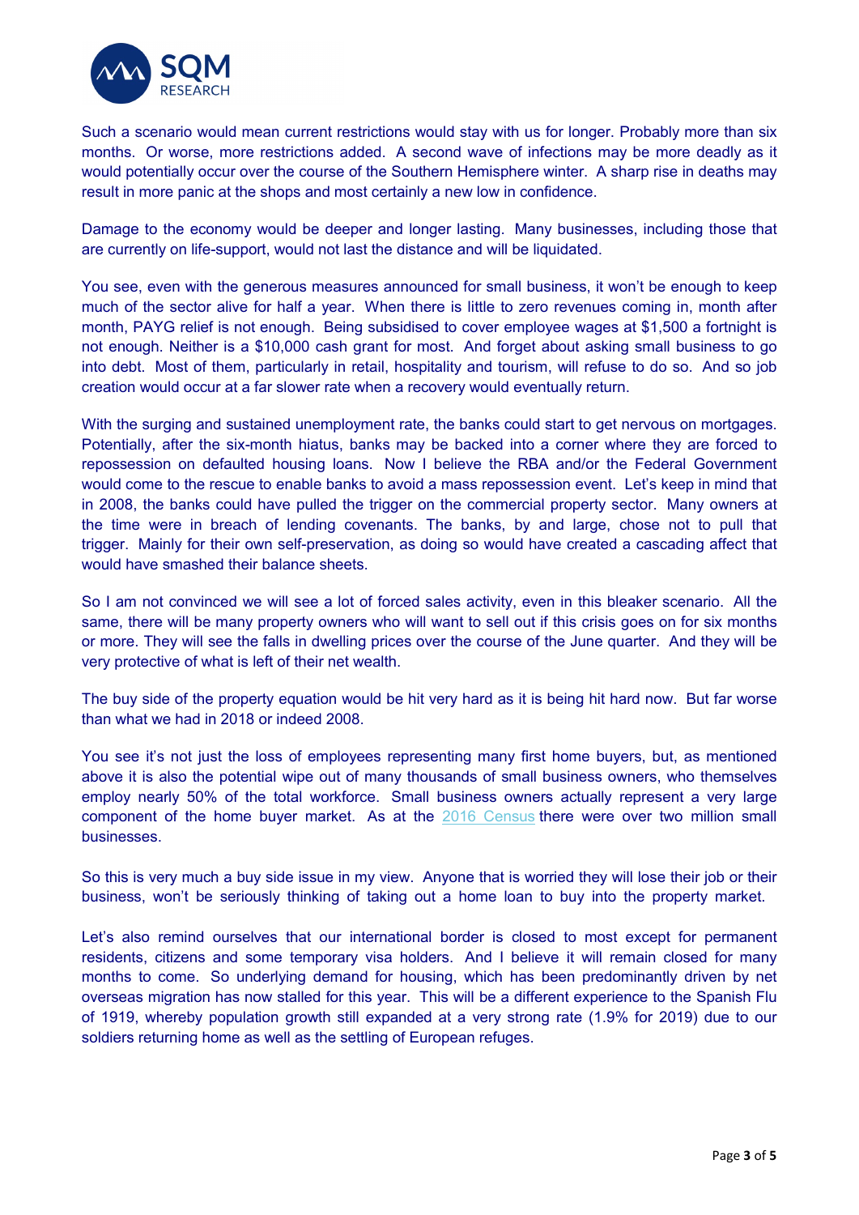Such a scenario would mean current restrictions would stay with us for longer. Probably more than six months. Or worse, more restrictions added. A second wave of infections may be more deadly as it would potentially occur over the course of the Southern Hemisphere winter. A sharp rise in deaths may result in more panic at the shops and most certainly a new low in confidence.

Damage to the economy would be deeper and longer lasting. Many businesses, including those that are currently on life-support, would not last the distance and will be liquidated.

You see, even with the generous measures announced for small business, it won't be enough to keep much of the sector alive for half a year. When there is little to zero revenues coming in, month after month, PAYG relief is not enough. Being subsidised to cover employee wages at $1,500 a fortnight is not enough. Neither is a $10,000 cash grant for most. And forget about asking small business to go into debt. Most of them, particularly in retail, hospitality and tourism, will refuse to do so. And so job creation would occur at a far slower rate when a recovery would eventually return.

With the surging and sustained unemployment rate, the banks could start to get nervous on mortgages. Potentially, after the six-month hiatus, banks may be backed into a corner where they are forced to repossession on defaulted housing loans. Now I believe the RBA and/or the Federal Government would come to the rescue to enable banks to avoid a mass repossession event. Let's keep in mind that in 2008, the banks could have pulled the trigger on the commercial property sector. Many owners at the time were in breach of lending covenants. The banks, by and large, chose not to pull that trigger. Mainly for their own self-preservation, as doing so would have created a cascading affect that would have smashed their balance sheets.

So I am not convinced we will see a lot of forced sales activity, even in this bleaker scenario. All the same, there will be many property owners who will want to sell out if this crisis goes on for six months or more. They will see the falls in dwelling prices over the course of the June quarter. And they will be very protective of what is left of their net wealth.

The buy side of the property equation would be hit very hard as it is being hit hard now. But far worse than what we had in 2018 or indeed 2008.

You see it's not just the loss of employees representing many first home buyers, but, as mentioned above it is also the potential wipe out of many thousands of small business owners, who themselves employ nearly 50% of the total workforce. Small business owners actually represent a very large component of the home buyer market. As at the 2016 Census there were over two million small businesses.

So this is very much a buy side issue in my view. Anyone that is worried they will lose their job or their business, won't be seriously thinking of taking out a home loan to buy into the property market.

Let's also remind ourselves that our international border is closed to most except for permanent residents, citizens and some temporary visa holders. And I believe it will remain closed for many months to come. So underlying demand for housing, which has been predominantly driven by net overseas migration has now stalled for this year. This will be a different experience to the Spanish Flu of 1919, whereby population growth still expanded at a very strong rate (1.9% for 2019) due to our soldiers returning home as well as the settling of European refuges.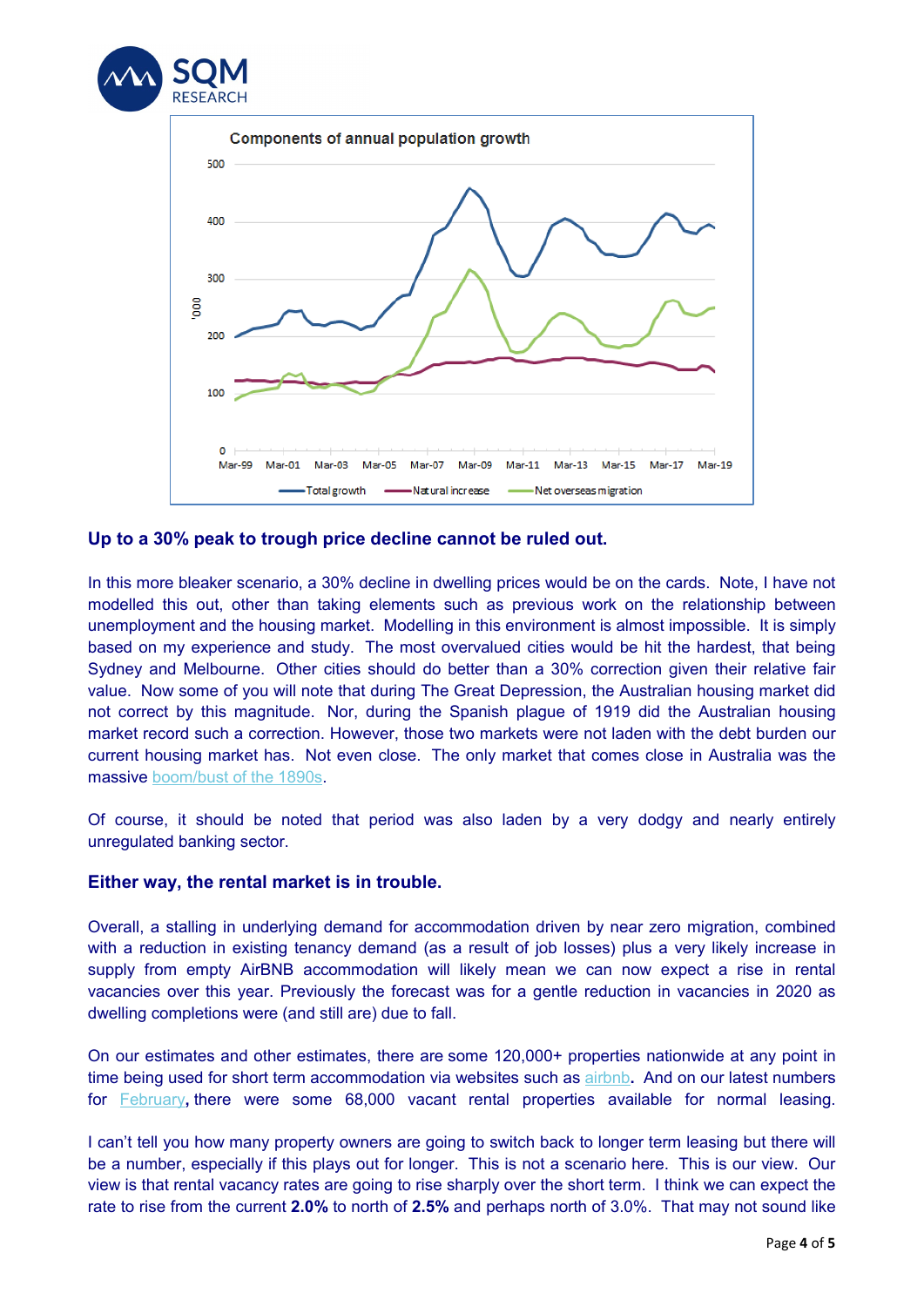Components of annual population growth

## Up to a 30% peak to trough price decline cannot be ruled out.

In this more bleaker scenario, a 30% decline in dwelling prices would be on the cards. Note, I have not modelled this out, other than taking elements such as previous work on the relationship between unemployment and the housing market. Modelling in this environment is almost impossible. It is simply based on my experience and study. The most overvalued cities would be hit the hardest, that being Sydney and Melbourne. Other cities should do better than a 30% correction given their relative fair value. Now some of you will note that during The Great Depression, the Australian housing market did not correct by this magnitude. Nor, during the Spanish plague of 1919 did the Australian housing market record such a correction. However, those two markets were not laden with the debt burden our current housing market has. Not even close. The only market that comes close in Australia was the massive boom/bust of the 1890s.

Of course, it should be noted that period was also laden by a very dodgy and nearly entirely unregulated banking sector.

## Either way, the rental market is in trouble.

Overall, a stalling in underlying demand for accommodation driven by near zero migration, combined with a reduction in existing tenancy demand (as a result of job losses) plus a very likely increase in supply from empty AirBNB accommodation will likely mean we can now expect a rise in rental vacancies over this year. Previously the forecast was for a gentle reduction in vacancies in 2020 as dwelling completions were (and still are) due to fall.

On our estimates and other estimates, there are some 120,000+ properties nationwide at any point in time being used for short term accommodation via websites such as airbnb**.** And on our latest numbers for February**,** there were some 68,000 vacant rental properties available for normal leasing.

I can't tell you how many property owners are going to switch back to longer term leasing but there will be a number, especially if this plays out for longer. This is not a scenario here. This is our view. Our view is that rental vacancy rates are going to rise sharply over the short term. I think we can expect the rate to rise from the current **2.0%** to north of **2.5%** and perhaps north of 3.0%. That may not sound like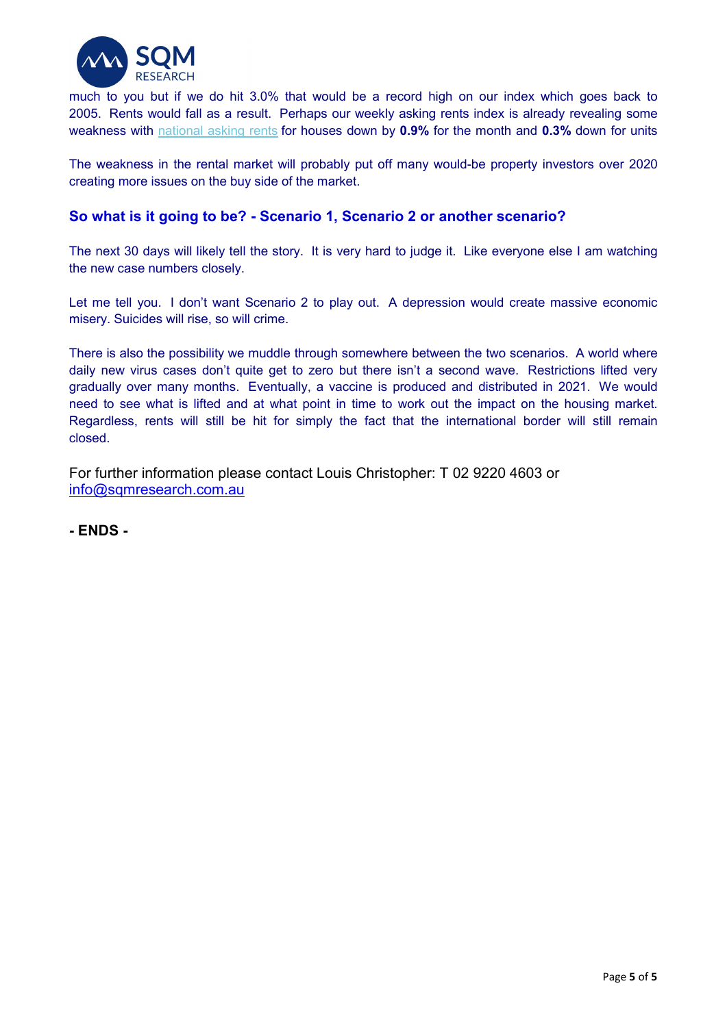much to you but if we do hit 3.0% that would be a record high on our index which goes back to 2005. Rents would fall as a result. Perhaps our weekly asking rents index is already revealing some weakness with national asking rents for houses down by **0.9%** for the month and **0.3%** down for units

The weakness in the rental market will probably put off many would-be property investors over 2020 creating more issues on the buy side of the market.

### So what is it going to be? - Scenario 1, Scenario 2 or another scenario?

The next 30 days will likely tell the story. It is very hard to judge it. Like everyone else I am watching the new case numbers closely.

Let me tell you. I don't want Scenario 2 to play out. A depression would create massive economic misery. Suicides will rise, so will crime.

There is also the possibility we muddle through somewhere between the two scenarios. A world where daily new virus cases don't quite get to zero but there isn't a second wave. Restrictions lifted very gradually over many months. Eventually, a vaccine is produced and distributed in 2021. We would need to see what is lifted and at what point in time to work out the impact on the housing market. Regardless, rents will still be hit for simply the fact that the international border will still remain closed.

For further information please contact Louis Christopher: T 02 9220 4603 or info@sqmresearch.com.au

**- ENDS -**